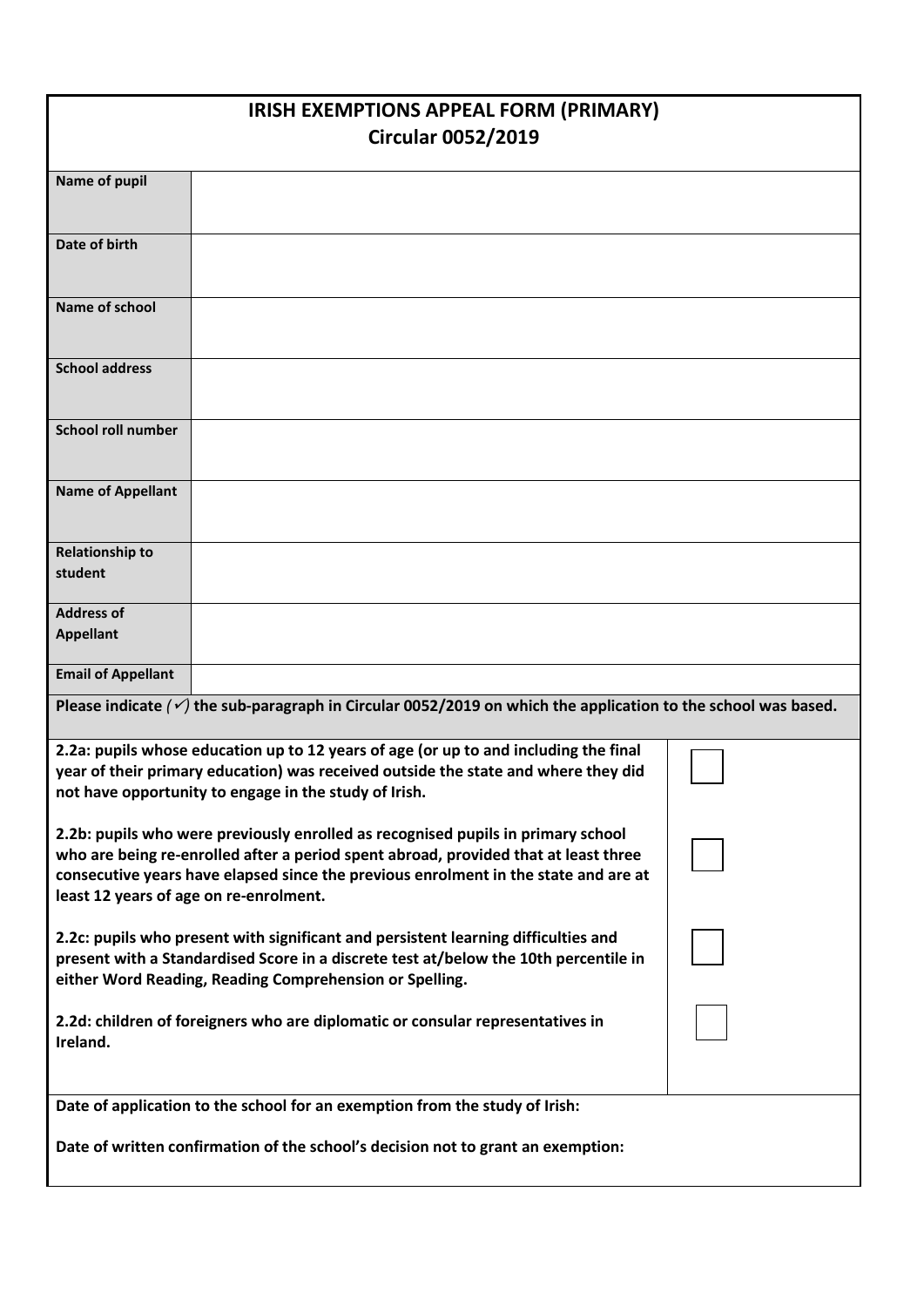# IRISH EXEMPTIONS APPEAL FORM (PRIMARY)
## Circular 0052/2019

| | |
|---|---|
| **Name of pupil** | |
| **Date of birth** | |
| **Name of school** | |
| **School address** | |
| **School roll number** | |
| **Name of Appellant** | |
| **Relationship to student** | |
| **Address of Appellant** | |
| **Email of Appellant** | |

**Please indicate *(✓)* the sub-paragraph in Circular 0052/2019 on which the application to the school was based.**

| | |
|---|---|
| **2.2a: pupils whose education up to 12 years of age (or up to and including the final year of their primary education) was received outside the state and where they did not have opportunity to engage in the study of Irish.** | ☐ |
| **2.2b: pupils who were previously enrolled as recognised pupils in primary school who are being re-enrolled after a period spent abroad, provided that at least three consecutive years have elapsed since the previous enrolment in the state and are at least 12 years of age on re-enrolment.** | ☐ |
| **2.2c: pupils who present with significant and persistent learning difficulties and present with a Standardised Score in a discrete test at/below the 10th percentile in either Word Reading, Reading Comprehension or Spelling.** | ☐ |
| **2.2d: children of foreigners who are diplomatic or consular representatives in Ireland.** | ☐ |

**Date of application to the school for an exemption from the study of Irish:**

**Date of written confirmation of the school's decision not to grant an exemption:**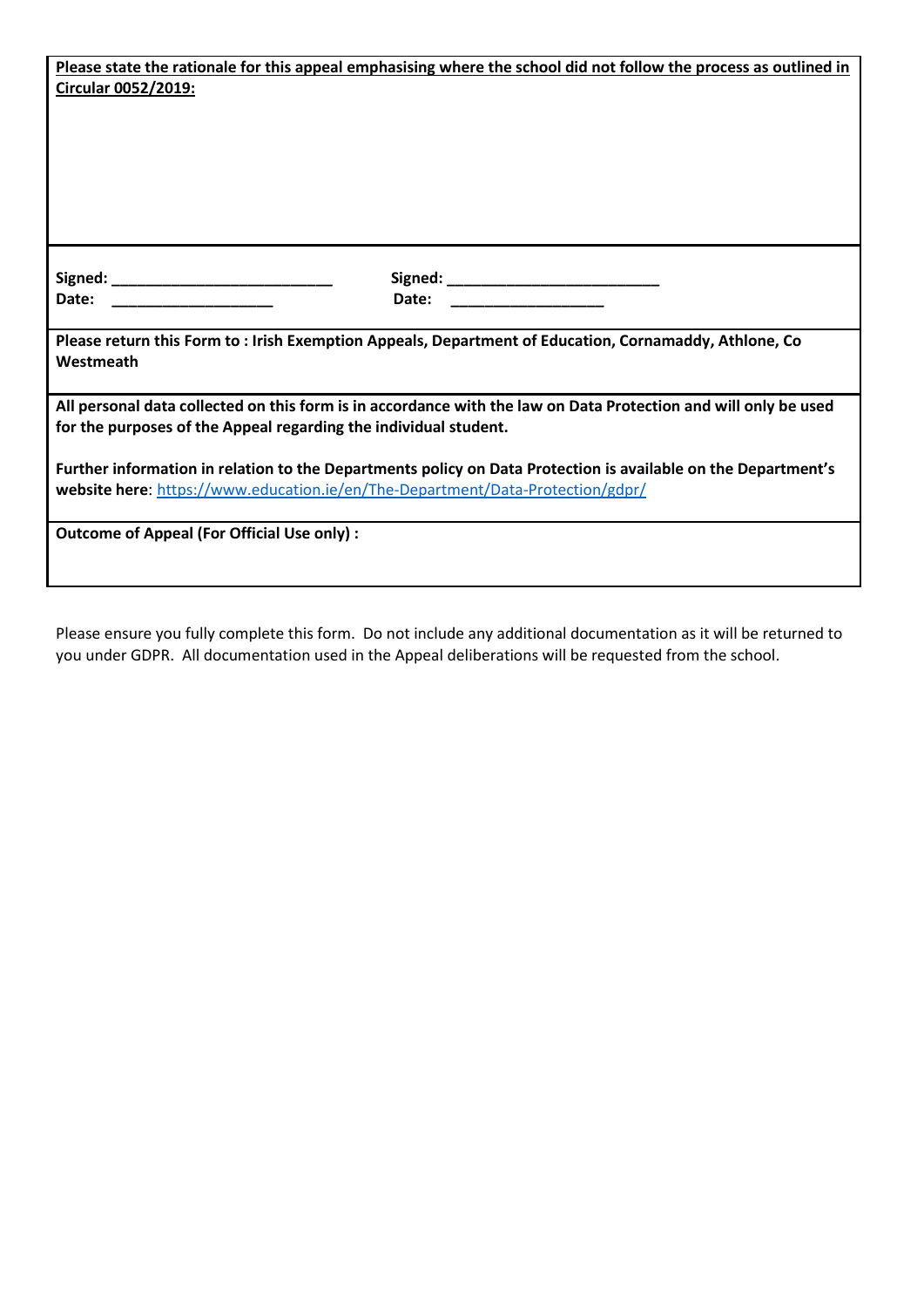**Please state the rationale for this appeal emphasising where the school did not follow the process as outlined in Circular 0052/2019:**

**Signed:** ___________________________ **Signed:** __________________________

**Date:** ____________________ **Date:** ___________________

**Please return this Form to : Irish Exemption Appeals, Department of Education, Cornamaddy, Athlone, Co Westmeath**

**All personal data collected on this form is in accordance with the law on Data Protection and will only be used for the purposes of the Appeal regarding the individual student.**

**Further information in relation to the Departments policy on Data Protection is available on the Department's website here**: https://www.education.ie/en/The-Department/Data-Protection/gdpr/

**Outcome of Appeal (For Official Use only) :**

Please ensure you fully complete this form. Do not include any additional documentation as it will be returned to you under GDPR. All documentation used in the Appeal deliberations will be requested from the school.